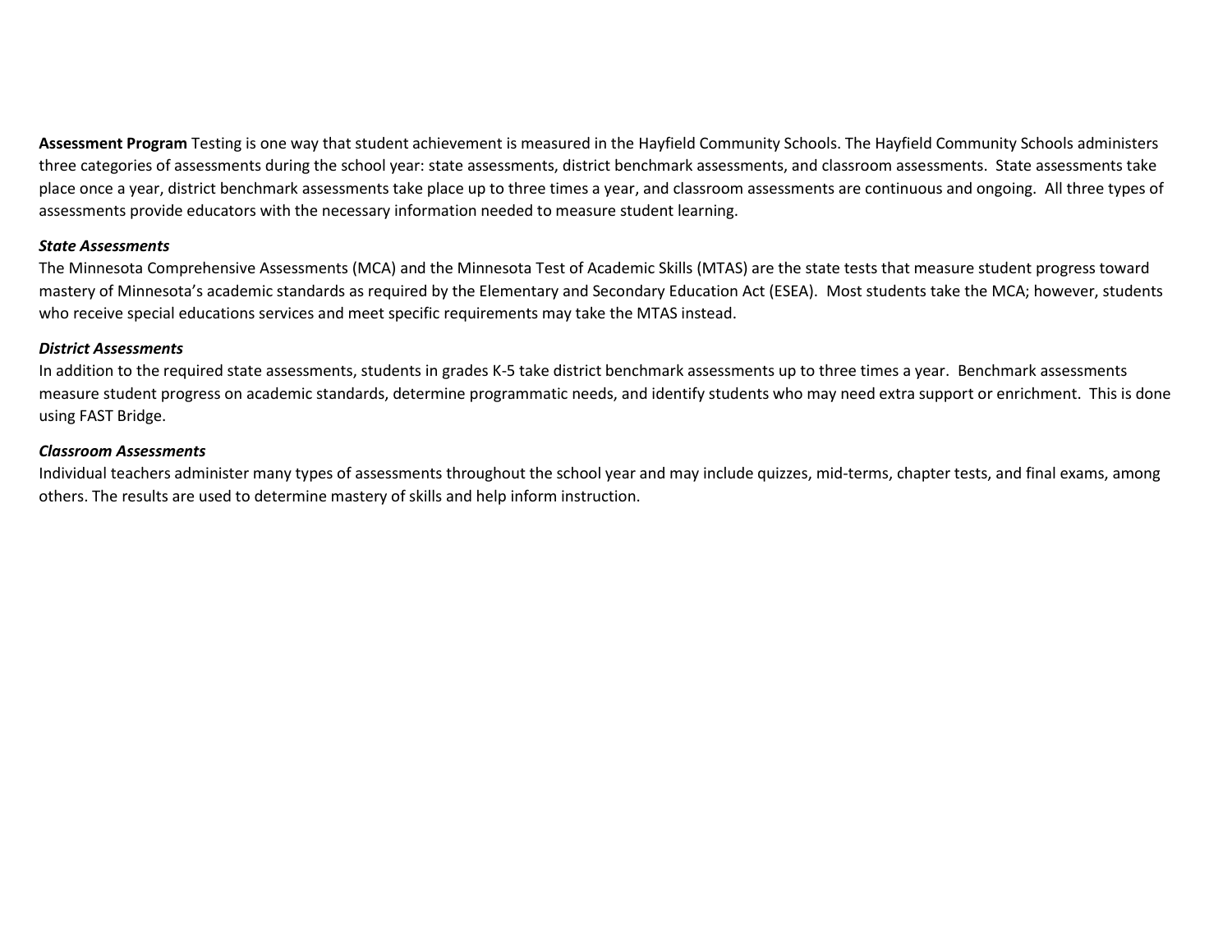**Assessment Program** Testing is one way that student achievement is measured in the Hayfield Community Schools. The Hayfield Community Schools administers three categories of assessments during the school year: state assessments, district benchmark assessments, and classroom assessments. State assessments take place once a year, district benchmark assessments take place up to three times a year, and classroom assessments are continuous and ongoing. All three types of assessments provide educators with the necessary information needed to measure student learning.

***State Assessments***

The Minnesota Comprehensive Assessments (MCA) and the Minnesota Test of Academic Skills (MTAS) are the state tests that measure student progress toward mastery of Minnesota's academic standards as required by the Elementary and Secondary Education Act (ESEA). Most students take the MCA; however, students who receive special educations services and meet specific requirements may take the MTAS instead.

***District Assessments***

In addition to the required state assessments, students in grades K-5 take district benchmark assessments up to three times a year. Benchmark assessments measure student progress on academic standards, determine programmatic needs, and identify students who may need extra support or enrichment. This is done using FAST Bridge.

***Classroom Assessments***

Individual teachers administer many types of assessments throughout the school year and may include quizzes, mid-terms, chapter tests, and final exams, among others. The results are used to determine mastery of skills and help inform instruction.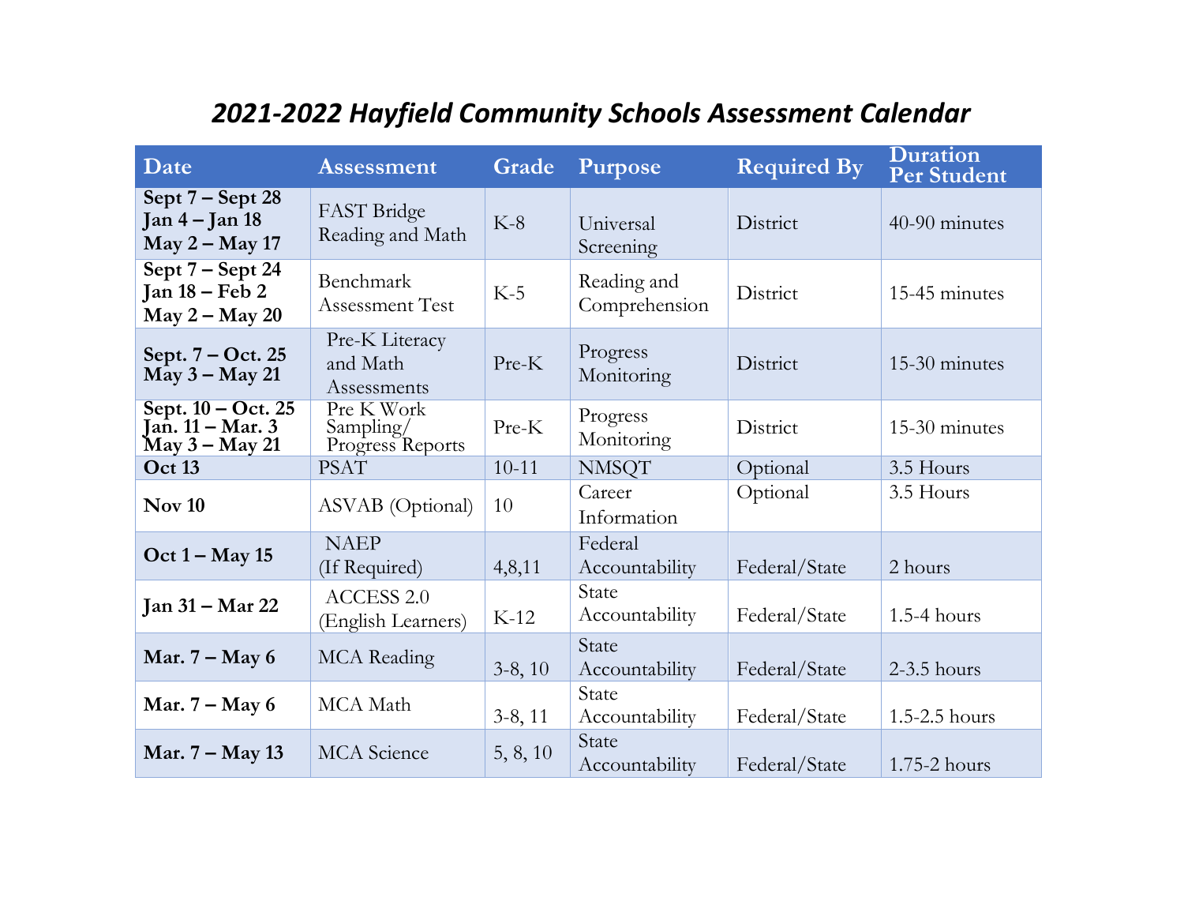# *2021-2022 Hayfield Community Schools Assessment Calendar*

| Date | Assessment | Grade | Purpose | Required By | Duration Per Student |
|---|---|---|---|---|---|
| **Sept 7 – Sept 28 Jan 4 – Jan 18 May 2 – May 17** | FAST Bridge Reading and Math | K-8 | Universal Screening | District | 40-90 minutes |
| **Sept 7 – Sept 24 Jan 18 – Feb 2 May 2 – May 20** | Benchmark Assessment Test | K-5 | Reading and Comprehension | District | 15-45 minutes |
| **Sept. 7 – Oct. 25 May 3 – May 21** | Pre-K Literacy and Math Assessments | Pre-K | Progress Monitoring | District | 15-30 minutes |
| **Sept. 10 – Oct. 25 Jan. 11 – Mar. 3 May 3 – May 21** | Pre K Work Sampling/ Progress Reports | Pre-K | Progress Monitoring | District | 15-30 minutes |
| **Oct 13** | PSAT | 10-11 | NMSQT | Optional | 3.5 Hours |
| **Nov 10** | ASVAB (Optional) | 10 | Career Information | Optional | 3.5 Hours |
| **Oct 1 – May 15** | NAEP (If Required) | 4,8,11 | Federal Accountability | Federal/State | 2 hours |
| **Jan 31 – Mar 22** | ACCESS 2.0 (English Learners) | K-12 | State Accountability | Federal/State | 1.5-4 hours |
| **Mar. 7 – May 6** | MCA Reading | 3-8, 10 | State Accountability | Federal/State | 2-3.5 hours |
| **Mar. 7 – May 6** | MCA Math | 3-8, 11 | State Accountability | Federal/State | 1.5-2.5 hours |
| **Mar. 7 – May 13** | MCA Science | 5, 8, 10 | State Accountability | Federal/State | 1.75-2 hours |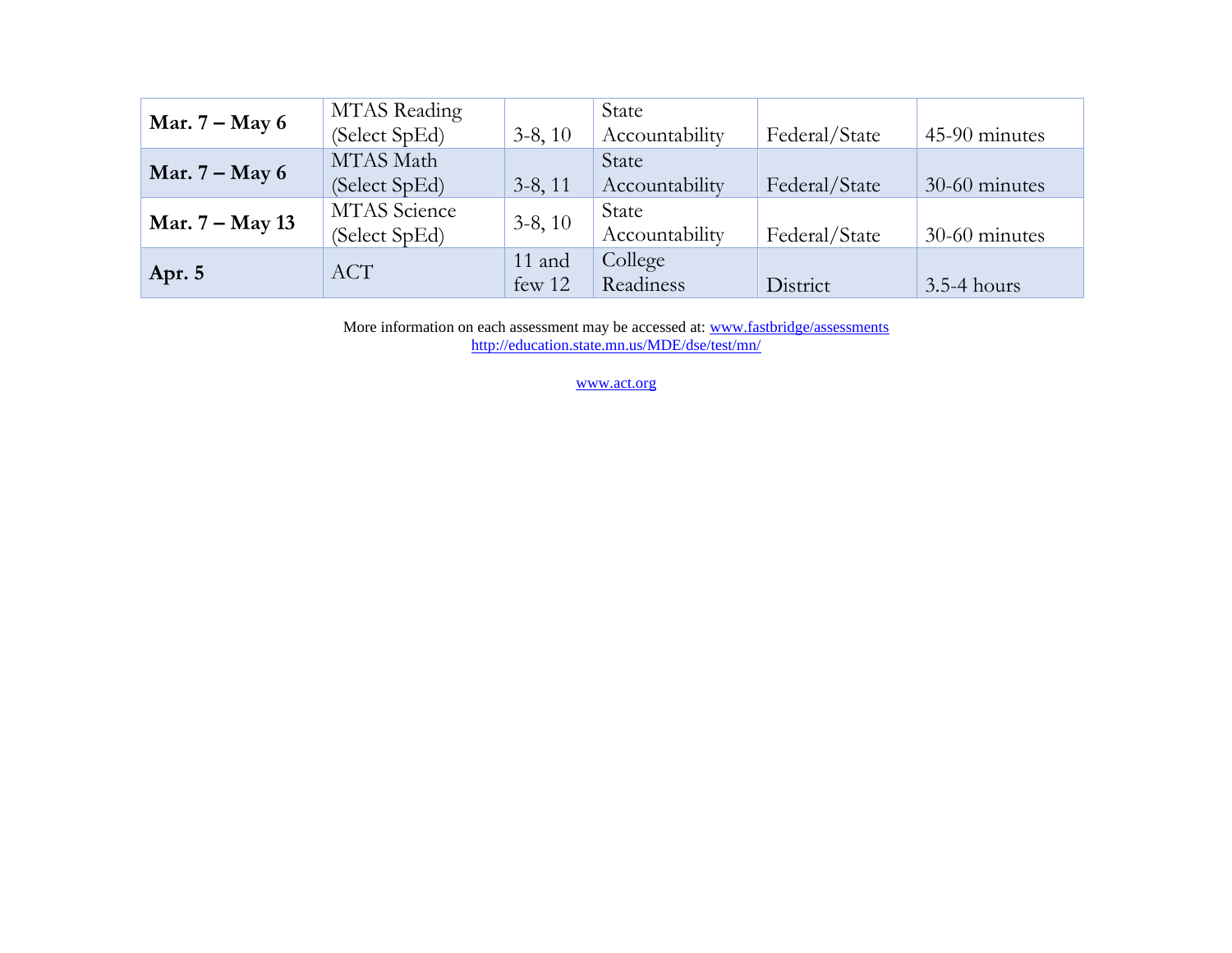| | | | | | |
|---|---|---|---|---|---|
| **Mar. 7 – May 6** | MTAS Reading (Select SpEd) | 3-8, 10 | State Accountability | Federal/State | 45-90 minutes |
| **Mar. 7 – May 6** | MTAS Math (Select SpEd) | 3-8, 11 | State Accountability | Federal/State | 30-60 minutes |
| **Mar. 7 – May 13** | MTAS Science (Select SpEd) | 3-8, 10 | State Accountability | Federal/State | 30-60 minutes |
| **Apr. 5** | ACT | 11 and few 12 | College Readiness | District | 3.5-4 hours |

More information on each assessment may be accessed at: www.fastbridge/assessments
http://education.state.mn.us/MDE/dse/test/mn/

www.act.org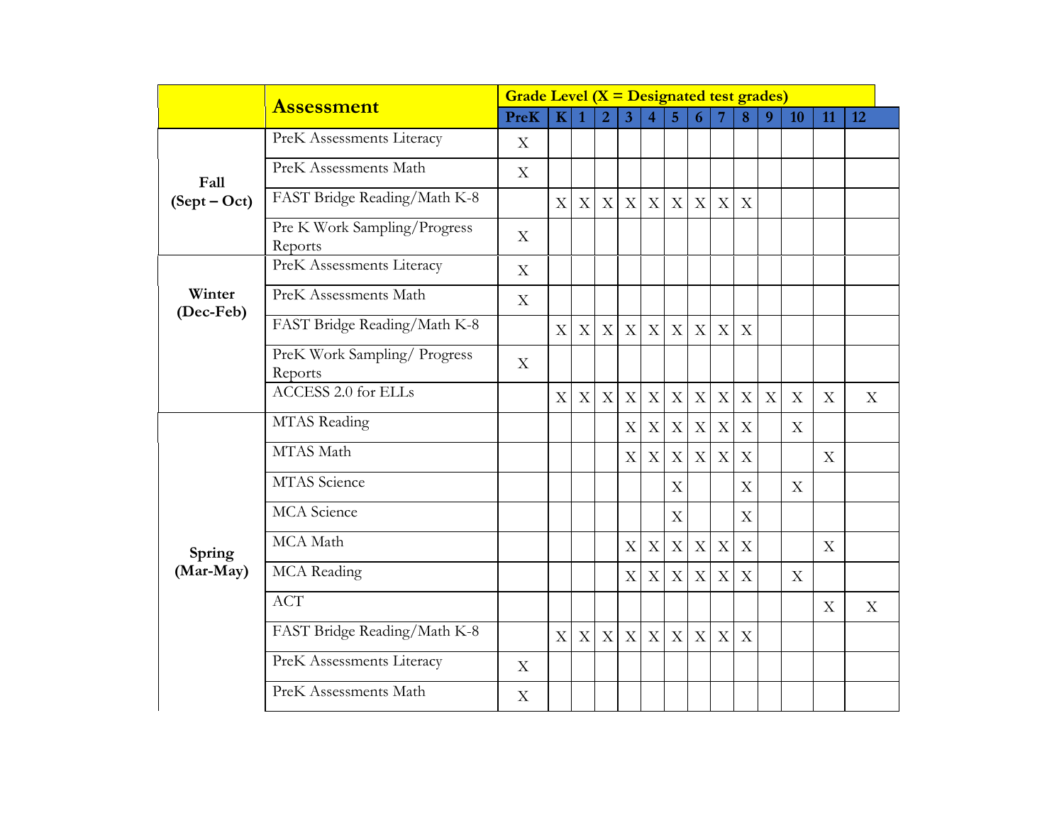| | Assessment | Grade Level (X = Designated test grades) | | | | | | | | | | | | | |
|---|---|---|---|---|---|---|---|---|---|---|---|---|---|---|---|
| | | PreK | K | 1 | 2 | 3 | 4 | 5 | 6 | 7 | 8 | 9 | 10 | 11 | 12 |
| **Fall (Sept – Oct)** | PreK Assessments Literacy | X | | | | | | | | | | | | | |
| | PreK Assessments Math | X | | | | | | | | | | | | | |
| | FAST Bridge Reading/Math K-8 | | X | X | X | X | X | X | X | X | X | | | | |
| | Pre K Work Sampling/Progress Reports | X | | | | | | | | | | | | | |
| **Winter (Dec-Feb)** | PreK Assessments Literacy | X | | | | | | | | | | | | | |
| | PreK Assessments Math | X | | | | | | | | | | | | | |
| | FAST Bridge Reading/Math K-8 | | X | X | X | X | X | X | X | X | X | | | | |
| | PreK Work Sampling/ Progress Reports | X | | | | | | | | | | | | | |
| | ACCESS 2.0 for ELLs | | X | X | X | X | X | X | X | X | X | X | X | X | X |
| **Spring (Mar-May)** | MTAS Reading | | | | | X | X | X | X | X | X | | X | | |
| | MTAS Math | | | | | X | X | X | X | X | X | | | X | |
| | MTAS Science | | | | | | | X | | | X | | X | | |
| | MCA Science | | | | | | | X | | | X | | | | |
| | MCA Math | | | | | X | X | X | X | X | X | | | X | |
| | MCA Reading | | | | | X | X | X | X | X | X | | X | | |
| | ACT | | | | | | | | | | | | | X | X |
| | FAST Bridge Reading/Math K-8 | | X | X | X | X | X | X | X | X | X | | | | |
| | PreK Assessments Literacy | X | | | | | | | | | | | | | |
| | PreK Assessments Math | X | | | | | | | | | | | | | |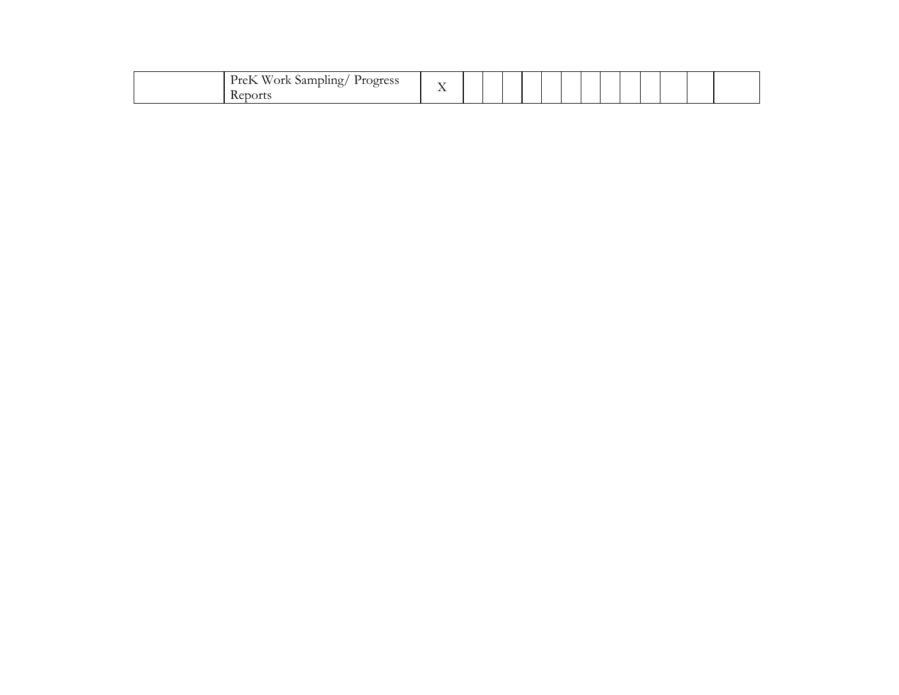| | | | | | | | | | | | | | | | | |
|---|---|---|---|---|---|---|---|---|---|---|---|---|---|---|---|---|
| | PreK Work Sampling/ Progress Reports | X | | | | | | | | | | | | | | |